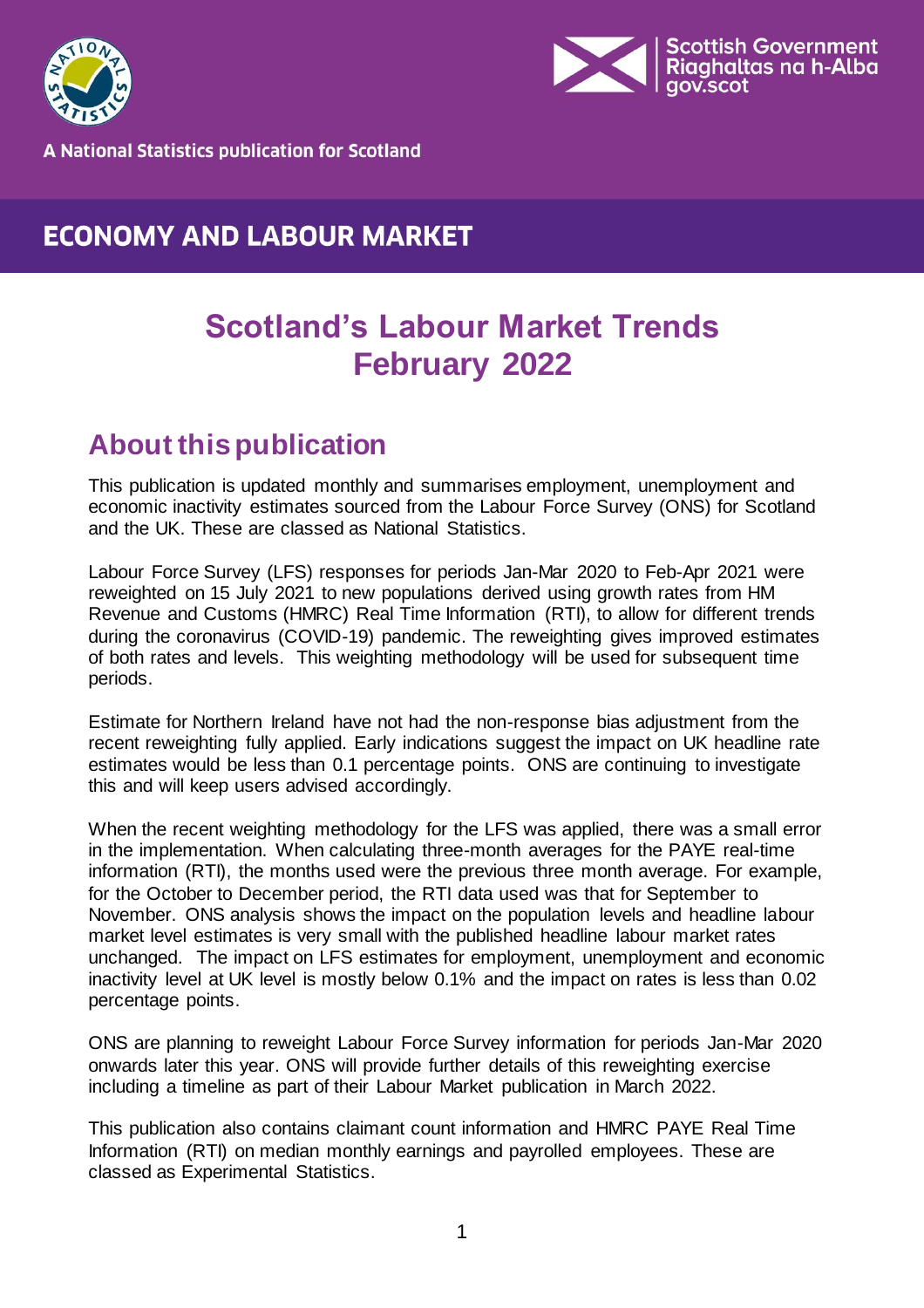A National Statistics publication for Scotland

ECONOMY AND LABOUR MARKET

# Scotland's Labour Market Trends February 2022

## About this publication

This publication is updated monthly and summarises employment, unemployment and economic inactivity estimates sourced from the Labour Force Survey (ONS) for Scotland and the UK. These are classed as National Statistics.

Labour Force Survey (LFS) responses for periods Jan-Mar 2020 to Feb-Apr 2021 were reweighted on 15 July 2021 to new populations derived using growth rates from HM Revenue and Customs (HMRC) Real Time Information (RTI), to allow for different trends during the coronavirus (COVID-19) pandemic. The reweighting gives improved estimates of both rates and levels. This weighting methodology will be used for subsequent time periods.

Estimate for Northern Ireland have not had the non-response bias adjustment from the recent reweighting fully applied. Early indications suggest the impact on UK headline rate estimates would be less than 0.1 percentage points. ONS are continuing to investigate this and will keep users advised accordingly.

When the recent weighting methodology for the LFS was applied, there was a small error in the implementation. When calculating three-month averages for the PAYE real-time information (RTI), the months used were the previous three month average. For example, for the October to December period, the RTI data used was that for September to November. ONS analysis shows the impact on the population levels and headline labour market level estimates is very small with the published headline labour market rates unchanged. The impact on LFS estimates for employment, unemployment and economic inactivity level at UK level is mostly below 0.1% and the impact on rates is less than 0.02 percentage points.

ONS are planning to reweight Labour Force Survey information for periods Jan-Mar 2020 onwards later this year. ONS will provide further details of this reweighting exercise including a timeline as part of their Labour Market publication in March 2022.

This publication also contains claimant count information and HMRC PAYE Real Time Information (RTI) on median monthly earnings and payrolled employees. These are classed as Experimental Statistics.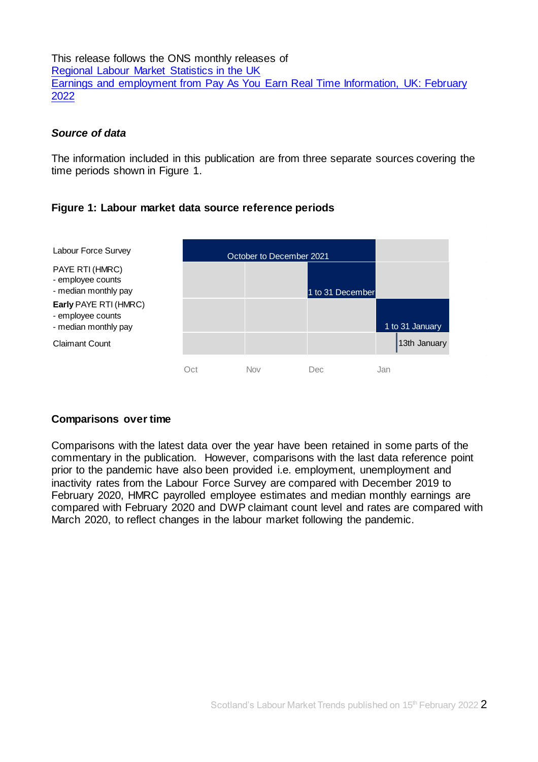This release follows the ONS monthly releases of
[Regional Labour Market Statistics in the UK](#)
[Earnings and employment from Pay As You Earn Real Time Information, UK: February 2022](#)

### *Source of data*

The information included in this publication are from three separate sources covering the time periods shown in Figure 1.

**Figure 1: Labour market data source reference periods**

| Source | Oct | Nov | Dec | Jan |
| --- | --- | --- | --- | --- |
| Labour Force Survey | October to December 2021 | | | |
| PAYE RTI (HMRC) - employee counts - median monthly pay | | | 1 to 31 December | |
| **Early** PAYE RTI (HMRC) - employee counts - median monthly pay | | | | 1 to 31 January |
| Claimant Count | | | | 13th January |

### Comparisons over time

Comparisons with the latest data over the year have been retained in some parts of the commentary in the publication. However, comparisons with the last data reference point prior to the pandemic have also been provided i.e. employment, unemployment and inactivity rates from the Labour Force Survey are compared with December 2019 to February 2020, HMRC payrolled employee estimates and median monthly earnings are compared with February 2020 and DWP claimant count level and rates are compared with March 2020, to reflect changes in the labour market following the pandemic.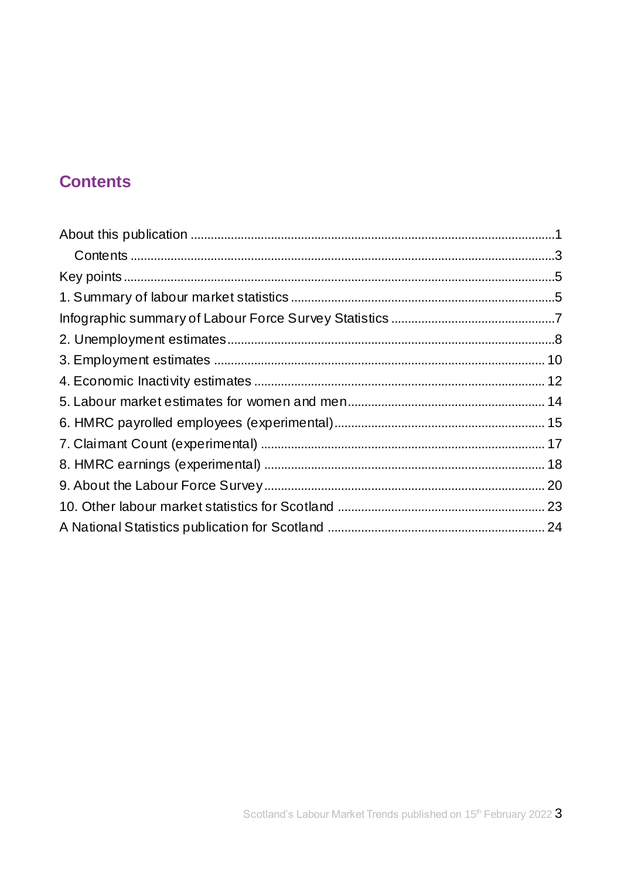## Contents

About this publication ........................................................................................................1

Contents ........................................................................................................3

Key points ........................................................................................................5

1. Summary of labour market statistics ........................................................................................................5

Infographic summary of Labour Force Survey Statistics ........................................................................................................7

2. Unemployment estimates ........................................................................................................8

3. Employment estimates ........................................................................................................10

4. Economic Inactivity estimates ........................................................................................................12

5. Labour market estimates for women and men ........................................................................................................14

6. HMRC payrolled employees (experimental) ........................................................................................................15

7. Claimant Count (experimental) ........................................................................................................17

8. HMRC earnings (experimental) ........................................................................................................18

9. About the Labour Force Survey ........................................................................................................20

10. Other labour market statistics for Scotland ........................................................................................................23

A National Statistics publication for Scotland ........................................................................................................24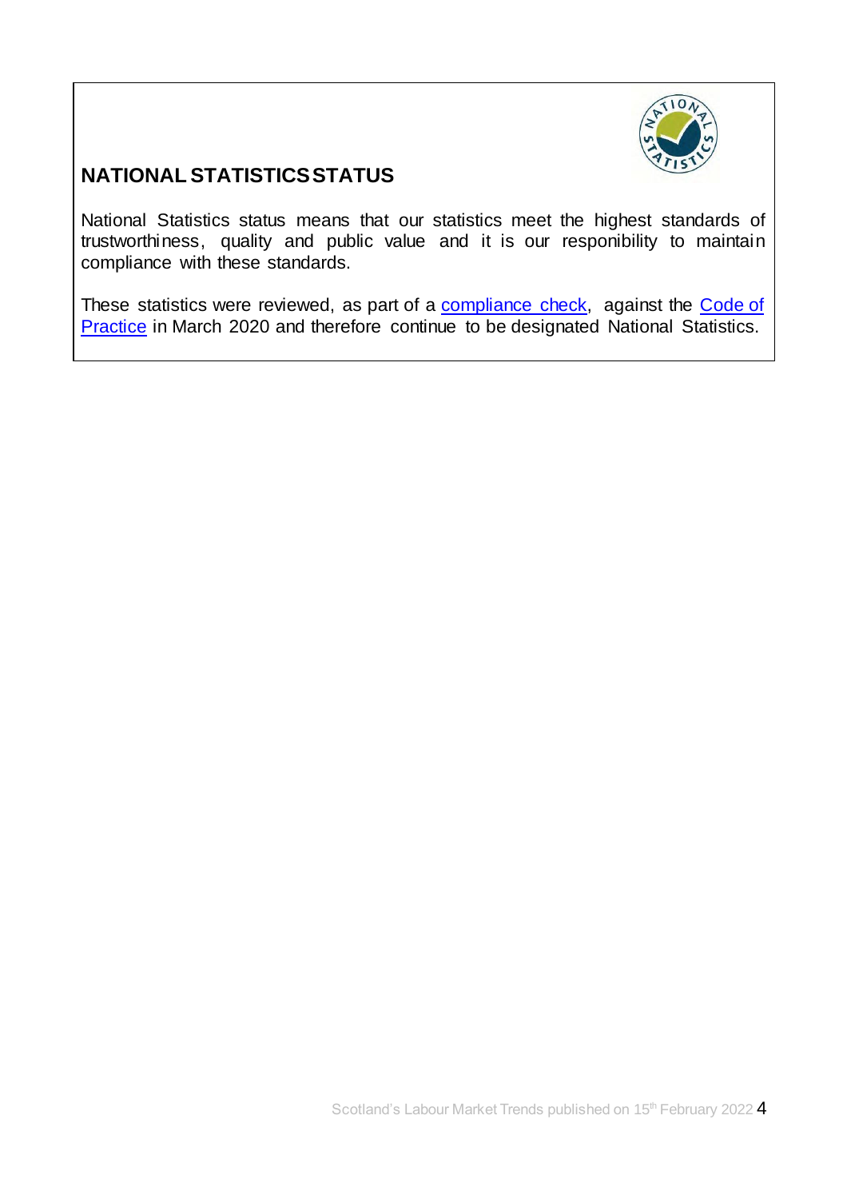## NATIONAL STATISTICS STATUS

National Statistics status means that our statistics meet the highest standards of trustworthiness, quality and public value and it is our responibility to maintain compliance with these standards.

These statistics were reviewed, as part of a compliance check, against the Code of Practice in March 2020 and therefore continue to be designated National Statistics.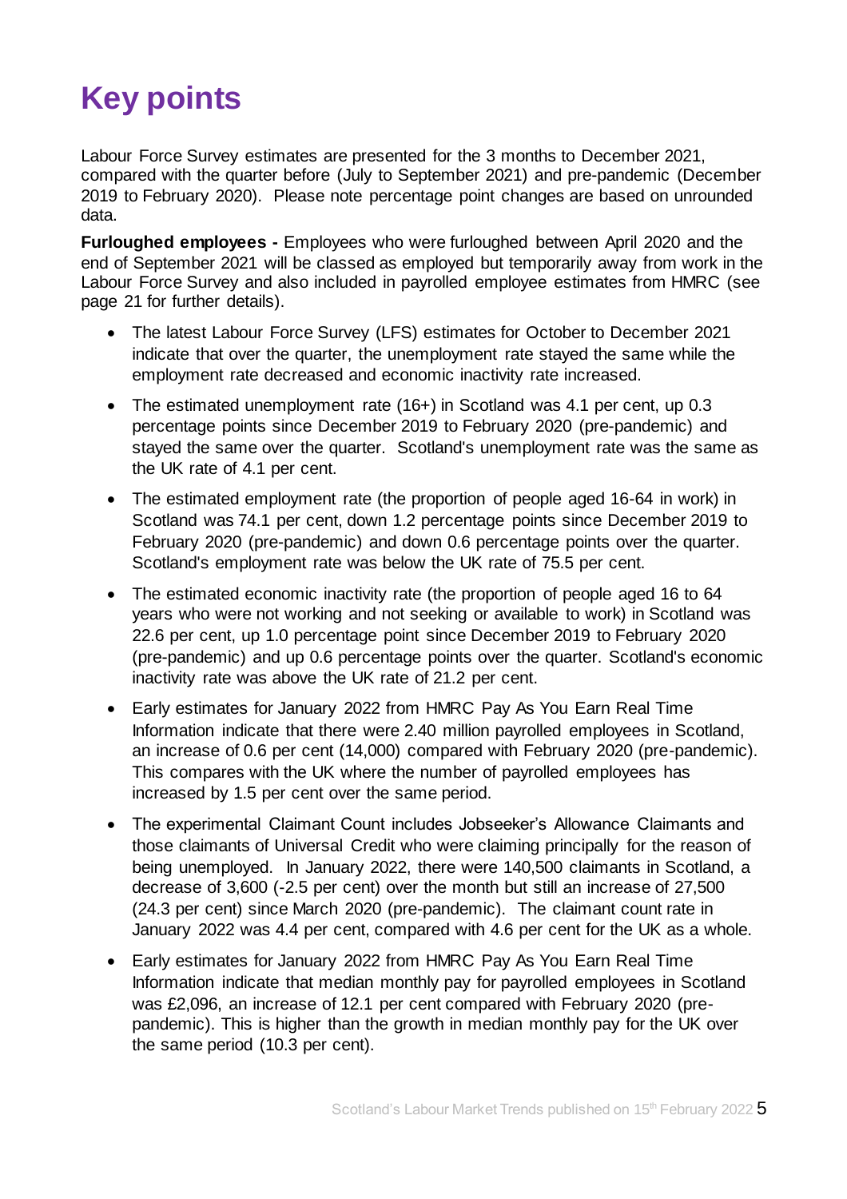# Key points

Labour Force Survey estimates are presented for the 3 months to December 2021, compared with the quarter before (July to September 2021) and pre-pandemic (December 2019 to February 2020). Please note percentage point changes are based on unrounded data.

**Furloughed employees -** Employees who were furloughed between April 2020 and the end of September 2021 will be classed as employed but temporarily away from work in the Labour Force Survey and also included in payrolled employee estimates from HMRC (see page 21 for further details).

- The latest Labour Force Survey (LFS) estimates for October to December 2021 indicate that over the quarter, the unemployment rate stayed the same while the employment rate decreased and economic inactivity rate increased.
- The estimated unemployment rate (16+) in Scotland was 4.1 per cent, up 0.3 percentage points since December 2019 to February 2020 (pre-pandemic) and stayed the same over the quarter. Scotland's unemployment rate was the same as the UK rate of 4.1 per cent.
- The estimated employment rate (the proportion of people aged 16-64 in work) in Scotland was 74.1 per cent, down 1.2 percentage points since December 2019 to February 2020 (pre-pandemic) and down 0.6 percentage points over the quarter. Scotland's employment rate was below the UK rate of 75.5 per cent.
- The estimated economic inactivity rate (the proportion of people aged 16 to 64 years who were not working and not seeking or available to work) in Scotland was 22.6 per cent, up 1.0 percentage point since December 2019 to February 2020 (pre-pandemic) and up 0.6 percentage points over the quarter. Scotland's economic inactivity rate was above the UK rate of 21.2 per cent.
- Early estimates for January 2022 from HMRC Pay As You Earn Real Time Information indicate that there were 2.40 million payrolled employees in Scotland, an increase of 0.6 per cent (14,000) compared with February 2020 (pre-pandemic). This compares with the UK where the number of payrolled employees has increased by 1.5 per cent over the same period.
- The experimental Claimant Count includes Jobseeker's Allowance Claimants and those claimants of Universal Credit who were claiming principally for the reason of being unemployed. In January 2022, there were 140,500 claimants in Scotland, a decrease of 3,600 (-2.5 per cent) over the month but still an increase of 27,500 (24.3 per cent) since March 2020 (pre-pandemic). The claimant count rate in January 2022 was 4.4 per cent, compared with 4.6 per cent for the UK as a whole.
- Early estimates for January 2022 from HMRC Pay As You Earn Real Time Information indicate that median monthly pay for payrolled employees in Scotland was £2,096, an increase of 12.1 per cent compared with February 2020 (pre-pandemic). This is higher than the growth in median monthly pay for the UK over the same period (10.3 per cent).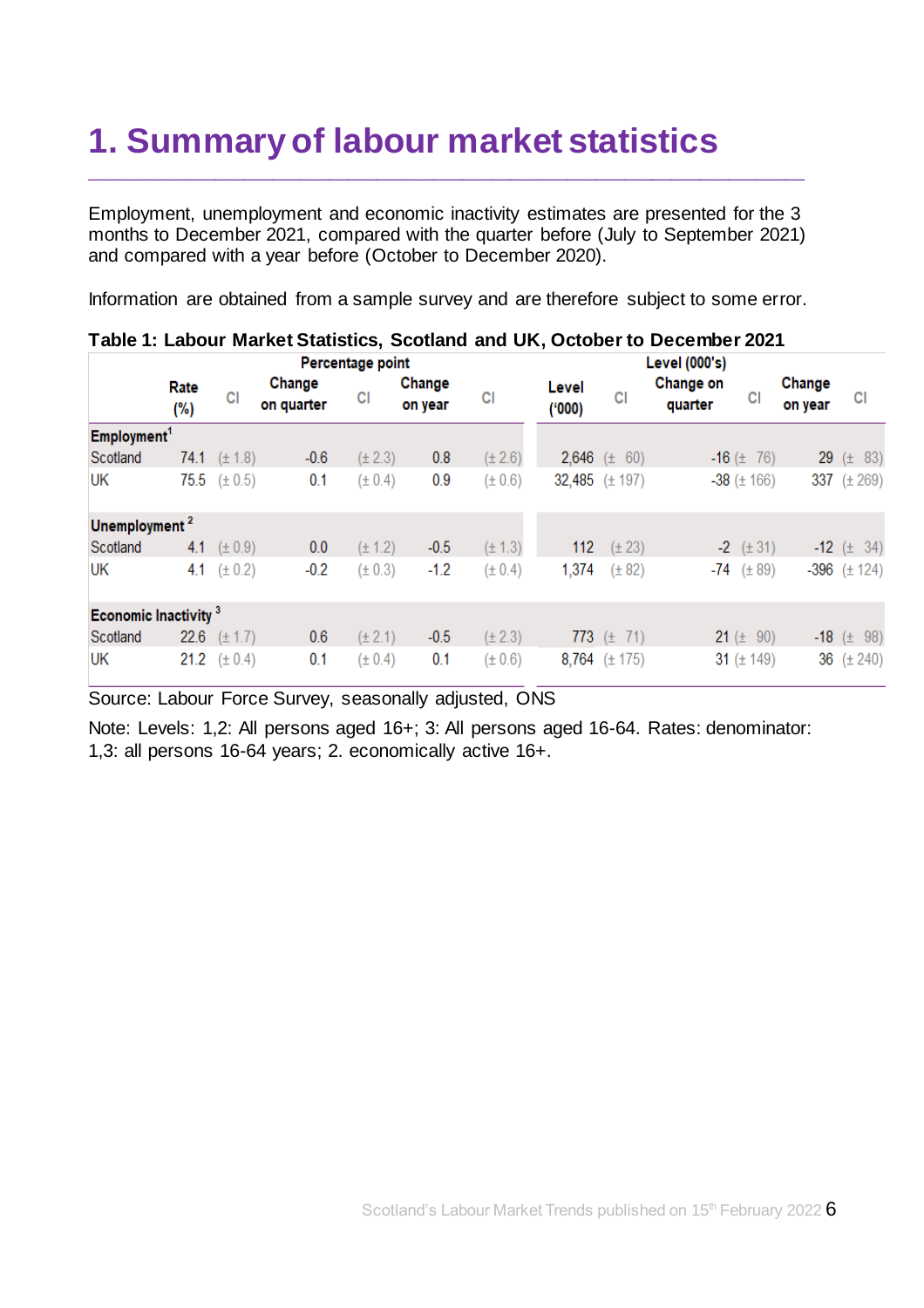# 1. Summary of labour market statistics

Employment, unemployment and economic inactivity estimates are presented for the 3 months to December 2021, compared with the quarter before (July to September 2021) and compared with a year before (October to December 2020).

Information are obtained from a sample survey and are therefore subject to some error.

**Table 1: Labour Market Statistics, Scotland and UK, October to December 2021**

| | Percentage point | | | | | | Level (000's) | | | | | |
|---|---|---|---|---|---|---|---|---|---|---|---|---|
| | Rate (%) | CI | Change on quarter | CI | Change on year | CI | Level ('000) | CI | Change on quarter | CI | Change on year | CI |
| **Employment**[1] | | | | | | | | | | | | |
| Scotland | 74.1 | (± 1.8) | -0.6 | (± 2.3) | 0.8 | (± 2.6) | 2,646 | (± 60) | -16 | (± 76) | 29 | (± 83) |
| UK | 75.5 | (± 0.5) | 0.1 | (± 0.4) | 0.9 | (± 0.6) | 32,485 | (± 197) | -38 | (± 166) | 337 | (± 269) |
| **Unemployment**[2] | | | | | | | | | | | | |
| Scotland | 4.1 | (± 0.9) | 0.0 | (± 1.2) | -0.5 | (± 1.3) | 112 | (± 23) | -2 | (± 31) | -12 | (± 34) |
| UK | 4.1 | (± 0.2) | -0.2 | (± 0.3) | -1.2 | (± 0.4) | 1,374 | (± 82) | -74 | (± 89) | -396 | (± 124) |
| **Economic Inactivity**[3] | | | | | | | | | | | | |
| Scotland | 22.6 | (± 1.7) | 0.6 | (± 2.1) | -0.5 | (± 2.3) | 773 | (± 71) | 21 | (± 90) | -18 | (± 98) |
| UK | 21.2 | (± 0.4) | 0.1 | (± 0.4) | 0.1 | (± 0.6) | 8,764 | (± 175) | 31 | (± 149) | 36 | (± 240) |

Source: Labour Force Survey, seasonally adjusted, ONS

Note: Levels: 1,2: All persons aged 16+; 3: All persons aged 16-64. Rates: denominator: 1,3: all persons 16-64 years; 2. economically active 16+.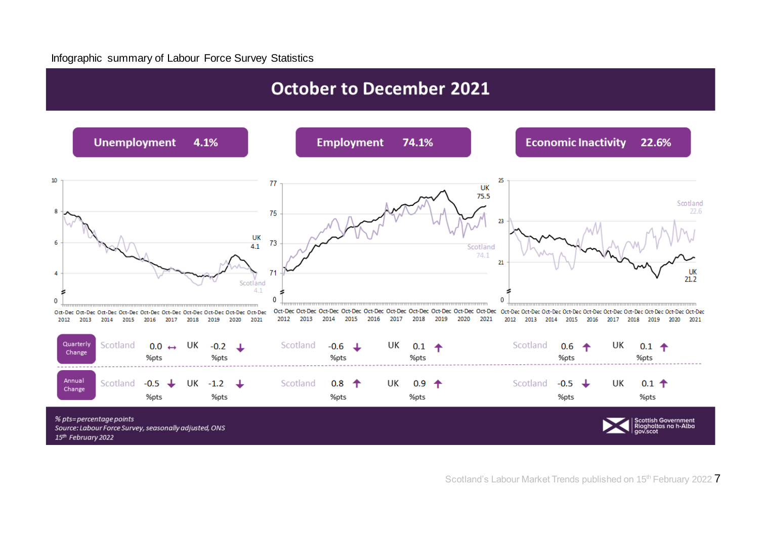Infographic summary of Labour Force Survey Statistics

# October to December 2021

| | Unemployment 4.1% | | Employment 74.1% | | Economic Inactivity 22.6% | |
|---|---|---|---|---|---|---|
| | Scotland | UK | Scotland | UK | Scotland | UK |
| Quarterly Change | 0.0 %pts ↔ | -0.2 %pts ↓ | -0.6 %pts ↓ | 0.1 %pts ↑ | 0.6 %pts ↑ | 0.1 %pts ↑ |
| Annual Change | -0.5 %pts ↓ | -1.2 %pts ↓ | 0.8 %pts ↑ | 0.9 %pts ↑ | -0.5 %pts ↓ | 0.1 %pts ↑ |

Chart values (Oct-Dec 2021): Unemployment – UK 4.1, Scotland 4.1; Employment – UK 75.5, Scotland 74.1; Economic Inactivity – Scotland 22.6, UK 21.2.

*% pts=percentage points*
*Source: Labour Force Survey, seasonally adjusted, ONS*
*15th February 2022*

Scottish Government
Riaghaltas na h-Alba
gov.scot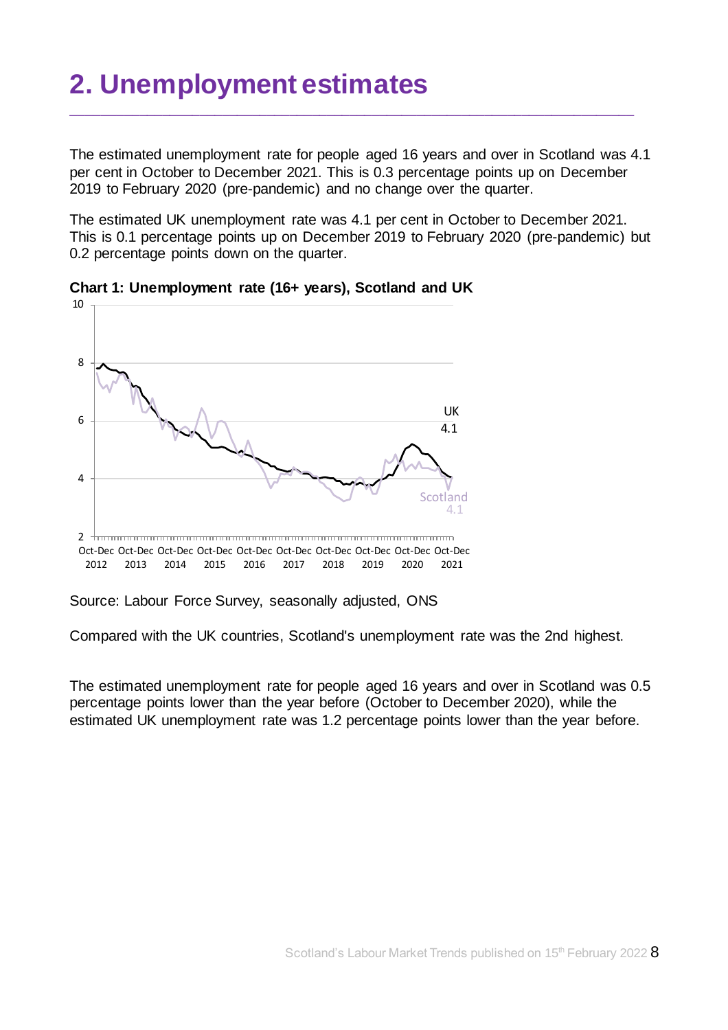# 2. Unemployment estimates

The estimated unemployment rate for people aged 16 years and over in Scotland was 4.1 per cent in October to December 2021. This is 0.3 percentage points up on December 2019 to February 2020 (pre-pandemic) and no change over the quarter.

The estimated UK unemployment rate was 4.1 per cent in October to December 2021. This is 0.1 percentage points up on December 2019 to February 2020 (pre-pandemic) but 0.2 percentage points down on the quarter.

**Chart 1: Unemployment rate (16+ years), Scotland and UK**

Source: Labour Force Survey, seasonally adjusted, ONS

Compared with the UK countries, Scotland's unemployment rate was the 2nd highest.

The estimated unemployment rate for people aged 16 years and over in Scotland was 0.5 percentage points lower than the year before (October to December 2020), while the estimated UK unemployment rate was 1.2 percentage points lower than the year before.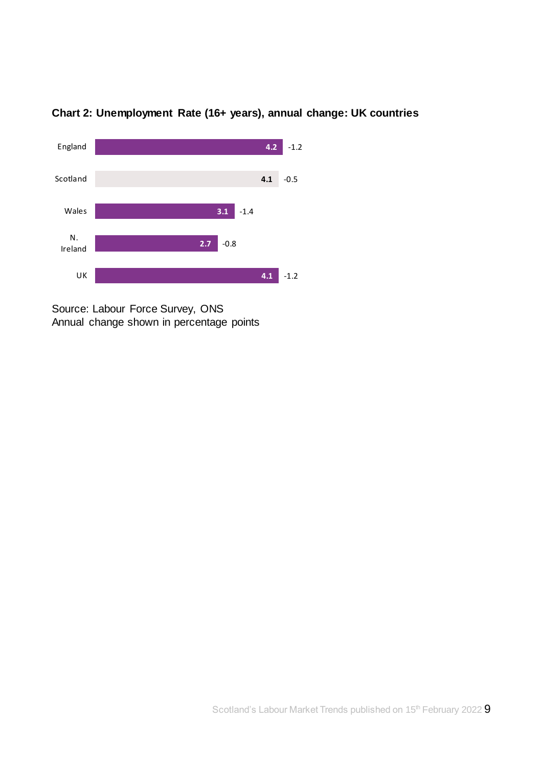**Chart 2: Unemployment Rate (16+ years), annual change: UK countries**

| Country | Rate | Annual change |
| --- | --- | --- |
| England | 4.2 | -1.2 |
| Scotland | 4.1 | -0.5 |
| Wales | 3.1 | -1.4 |
| N. Ireland | 2.7 | -0.8 |
| UK | 4.1 | -1.2 |

Source: Labour Force Survey, ONS
Annual change shown in percentage points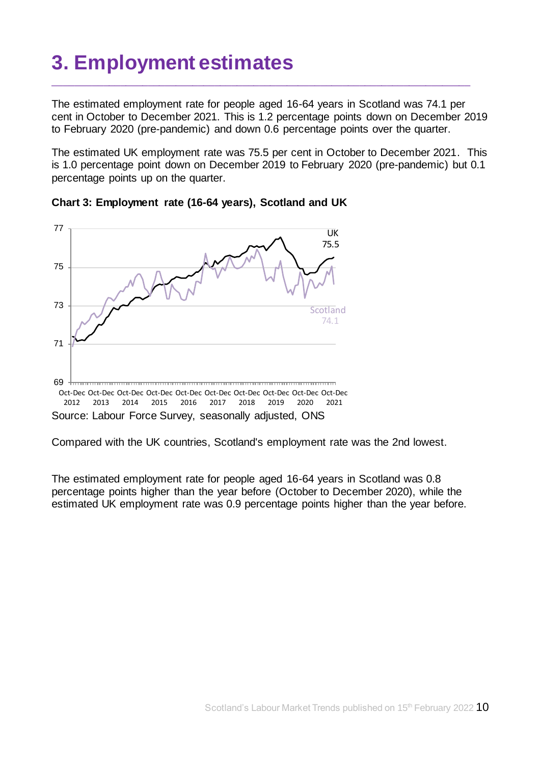# 3. Employment estimates

The estimated employment rate for people aged 16-64 years in Scotland was 74.1 per cent in October to December 2021. This is 1.2 percentage points down on December 2019 to February 2020 (pre-pandemic) and down 0.6 percentage points over the quarter.

The estimated UK employment rate was 75.5 per cent in October to December 2021. This is 1.0 percentage point down on December 2019 to February 2020 (pre-pandemic) but 0.1 percentage points up on the quarter.

**Chart 3: Employment rate (16-64 years), Scotland and UK**

Source: Labour Force Survey, seasonally adjusted, ONS

Compared with the UK countries, Scotland's employment rate was the 2nd lowest.

The estimated employment rate for people aged 16-64 years in Scotland was 0.8 percentage points higher than the year before (October to December 2020), while the estimated UK employment rate was 0.9 percentage points higher than the year before.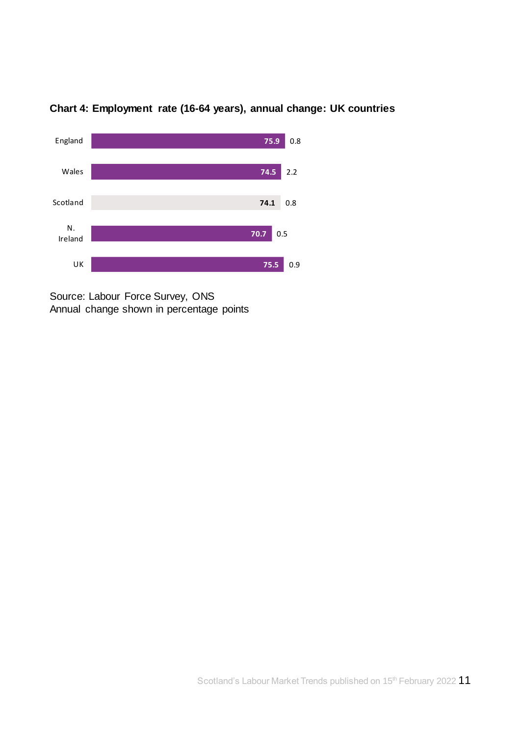**Chart 4: Employment rate (16-64 years), annual change: UK countries**

| | Employment rate | Annual change |
|---|---|---|
| England | 75.9 | 0.8 |
| Wales | 74.5 | 2.2 |
| Scotland | 74.1 | 0.8 |
| N. Ireland | 70.7 | 0.5 |
| UK | 75.5 | 0.9 |

Source: Labour Force Survey, ONS
Annual change shown in percentage points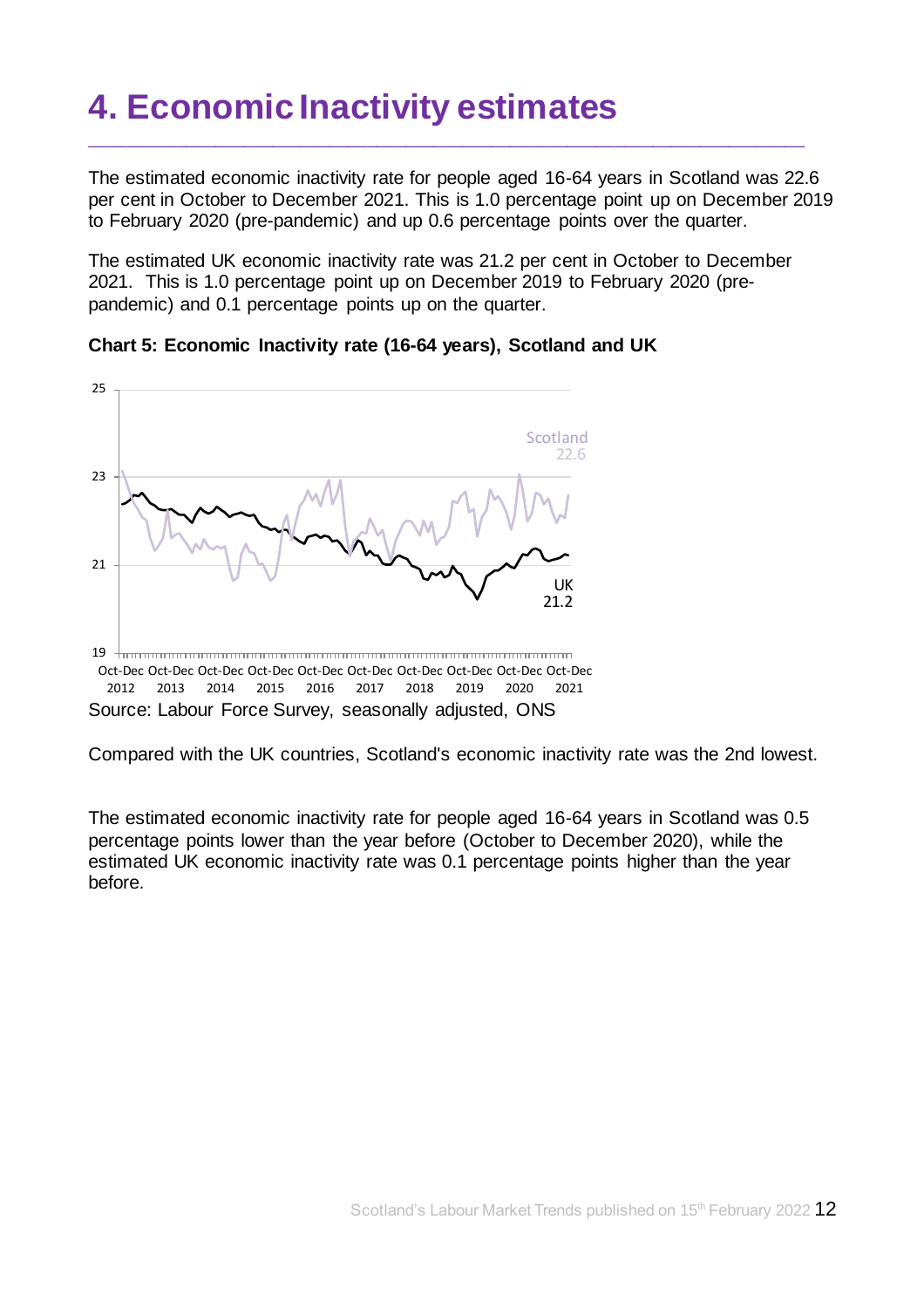# 4. Economic Inactivity estimates

The estimated economic inactivity rate for people aged 16-64 years in Scotland was 22.6 per cent in October to December 2021. This is 1.0 percentage point up on December 2019 to February 2020 (pre-pandemic) and up 0.6 percentage points over the quarter.

The estimated UK economic inactivity rate was 21.2 per cent in October to December 2021. This is 1.0 percentage point up on December 2019 to February 2020 (pre-pandemic) and 0.1 percentage points up on the quarter.

**Chart 5: Economic Inactivity rate (16-64 years), Scotland and UK**

Source: Labour Force Survey, seasonally adjusted, ONS

Compared with the UK countries, Scotland's economic inactivity rate was the 2nd lowest.

The estimated economic inactivity rate for people aged 16-64 years in Scotland was 0.5 percentage points lower than the year before (October to December 2020), while the estimated UK economic inactivity rate was 0.1 percentage points higher than the year before.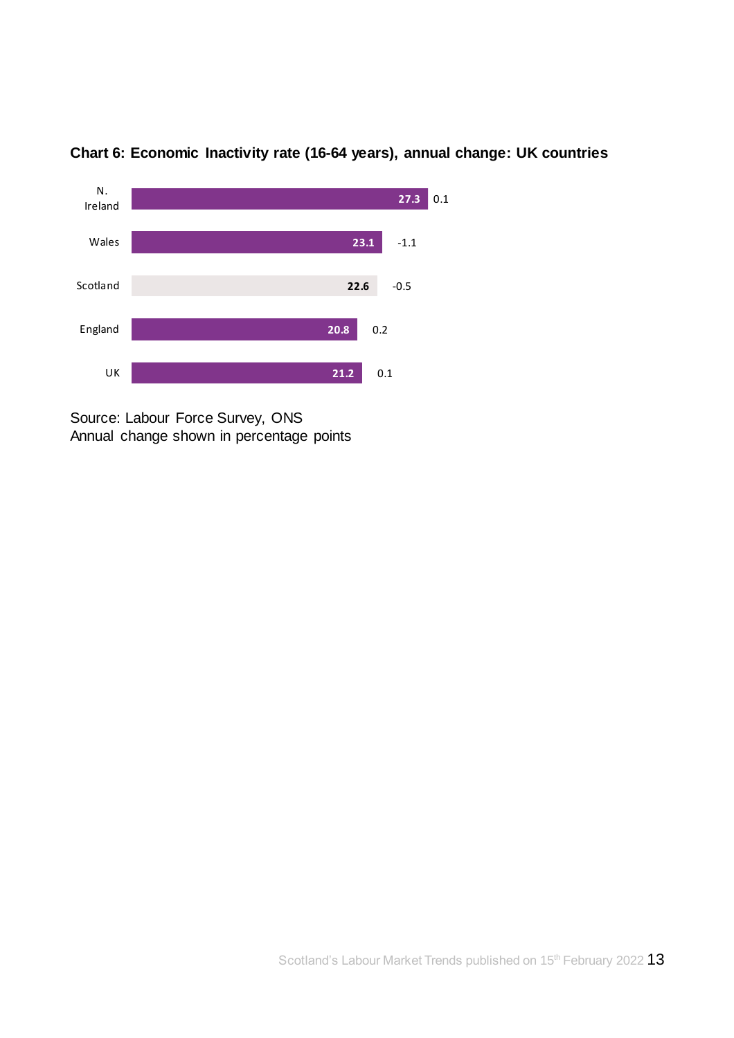**Chart 6: Economic Inactivity rate (16-64 years), annual change: UK countries**

| Country | Economic Inactivity rate (%) | Annual change |
|---|---|---|
| N. Ireland | 27.3 | 0.1 |
| Wales | 23.1 | -1.1 |
| Scotland | 22.6 | -0.5 |
| England | 20.8 | 0.2 |
| UK | 21.2 | 0.1 |

Source: Labour Force Survey, ONS
Annual change shown in percentage points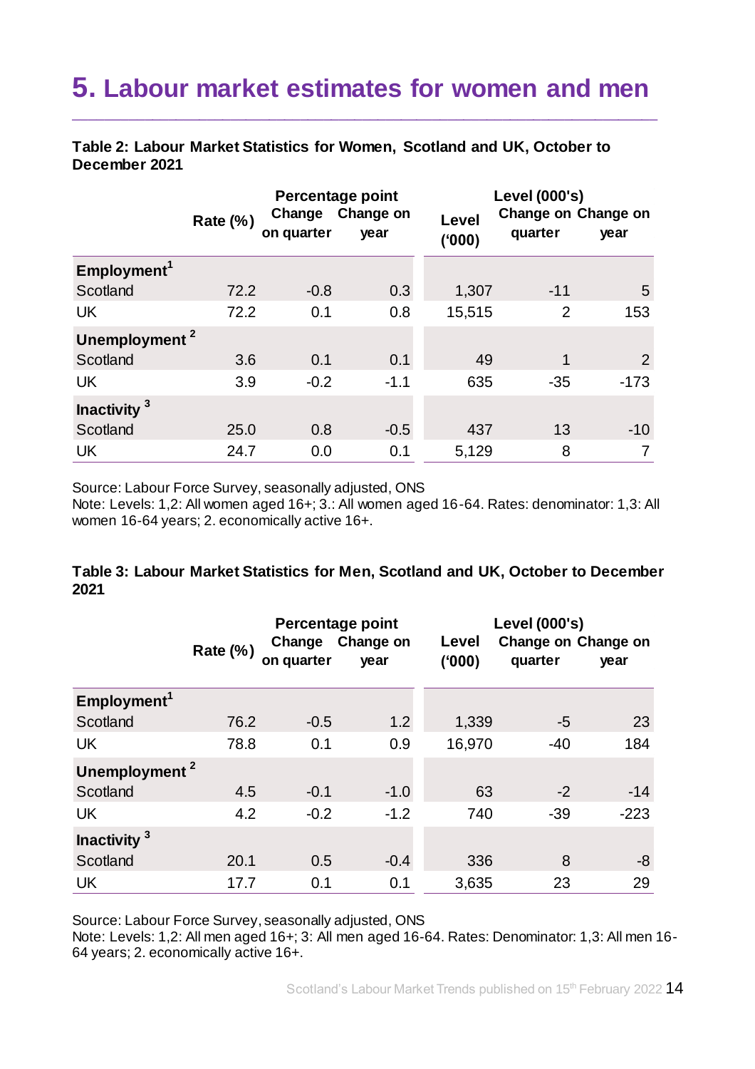# 5. Labour market estimates for women and men

**Table 2: Labour Market Statistics for Women, Scotland and UK, October to December 2021**

| | Rate (%) | Percentage point Change on quarter | Percentage point Change on year | Level ('000) | Level (000's) Change on quarter | Level (000's) Change on year |
|---|---|---|---|---|---|---|
| **Employment[1]** | | | | | | |
| Scotland | 72.2 | -0.8 | 0.3 | 1,307 | -11 | 5 |
| UK | 72.2 | 0.1 | 0.8 | 15,515 | 2 | 153 |
| **Unemployment[2]** | | | | | | |
| Scotland | 3.6 | 0.1 | 0.1 | 49 | 1 | 2 |
| UK | 3.9 | -0.2 | -1.1 | 635 | -35 | -173 |
| **Inactivity[3]** | | | | | | |
| Scotland | 25.0 | 0.8 | -0.5 | 437 | 13 | -10 |
| UK | 24.7 | 0.0 | 0.1 | 5,129 | 8 | 7 |

Source: Labour Force Survey, seasonally adjusted, ONS
Note: Levels: 1,2: All women aged 16+; 3.: All women aged 16-64. Rates: denominator: 1,3: All women 16-64 years; 2. economically active 16+.

**Table 3: Labour Market Statistics for Men, Scotland and UK, October to December 2021**

| | Rate (%) | Percentage point Change on quarter | Percentage point Change on year | Level ('000) | Level (000's) Change on quarter | Level (000's) Change on year |
|---|---|---|---|---|---|---|
| **Employment[1]** | | | | | | |
| Scotland | 76.2 | -0.5 | 1.2 | 1,339 | -5 | 23 |
| UK | 78.8 | 0.1 | 0.9 | 16,970 | -40 | 184 |
| **Unemployment[2]** | | | | | | |
| Scotland | 4.5 | -0.1 | -1.0 | 63 | -2 | -14 |
| UK | 4.2 | -0.2 | -1.2 | 740 | -39 | -223 |
| **Inactivity[3]** | | | | | | |
| Scotland | 20.1 | 0.5 | -0.4 | 336 | 8 | -8 |
| UK | 17.7 | 0.1 | 0.1 | 3,635 | 23 | 29 |

Source: Labour Force Survey, seasonally adjusted, ONS
Note: Levels: 1,2: All men aged 16+; 3: All men aged 16-64. Rates: Denominator: 1,3: All men 16-64 years; 2. economically active 16+.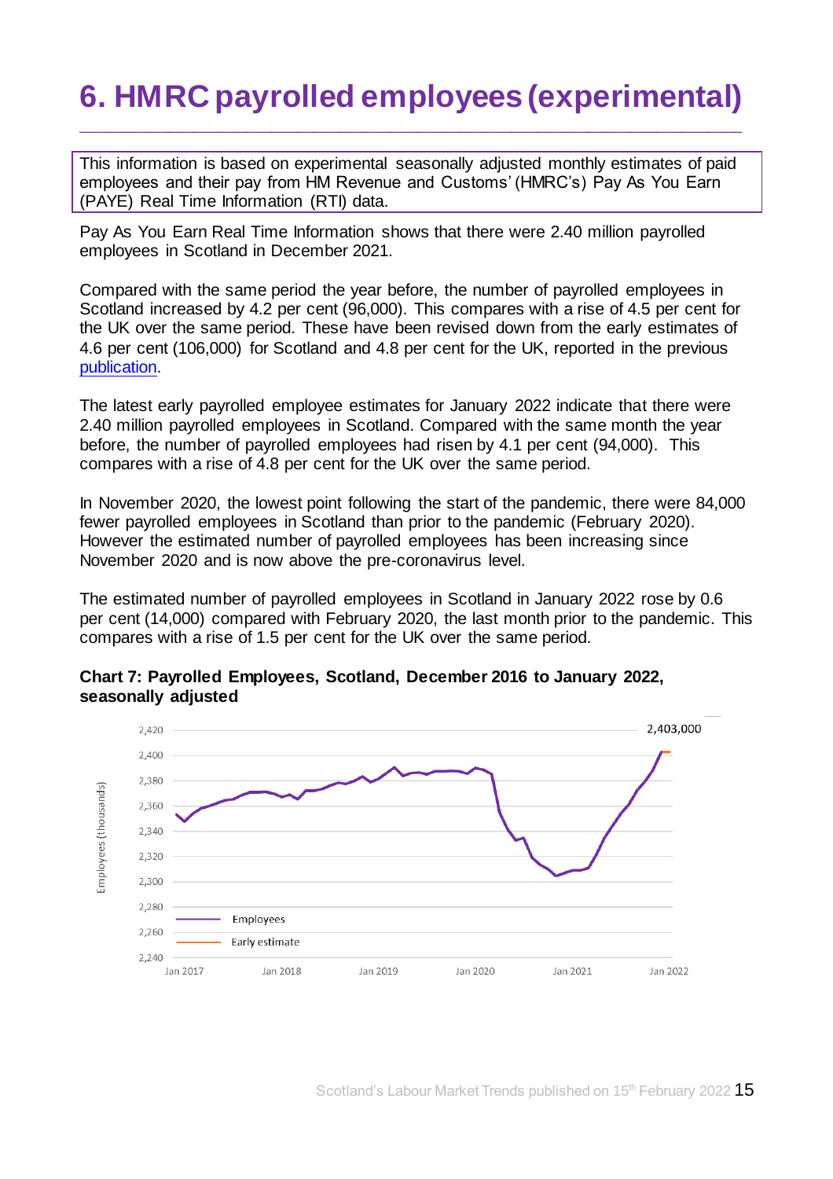# 6. HMRC payrolled employees (experimental)

This information is based on experimental seasonally adjusted monthly estimates of paid employees and their pay from HM Revenue and Customs' (HMRC's) Pay As You Earn (PAYE) Real Time Information (RTI) data.

Pay As You Earn Real Time Information shows that there were 2.40 million payrolled employees in Scotland in December 2021.

Compared with the same period the year before, the number of payrolled employees in Scotland increased by 4.2 per cent (96,000). This compares with a rise of 4.5 per cent for the UK over the same period. These have been revised down from the early estimates of 4.6 per cent (106,000) for Scotland and 4.8 per cent for the UK, reported in the previous publication.

The latest early payrolled employee estimates for January 2022 indicate that there were 2.40 million payrolled employees in Scotland. Compared with the same month the year before, the number of payrolled employees had risen by 4.1 per cent (94,000). This compares with a rise of 4.8 per cent for the UK over the same period.

In November 2020, the lowest point following the start of the pandemic, there were 84,000 fewer payrolled employees in Scotland than prior to the pandemic (February 2020). However the estimated number of payrolled employees has been increasing since November 2020 and is now above the pre-coronavirus level.

The estimated number of payrolled employees in Scotland in January 2022 rose by 0.6 per cent (14,000) compared with February 2020, the last month prior to the pandemic. This compares with a rise of 1.5 per cent for the UK over the same period.

**Chart 7: Payrolled Employees, Scotland, December 2016 to January 2022, seasonally adjusted**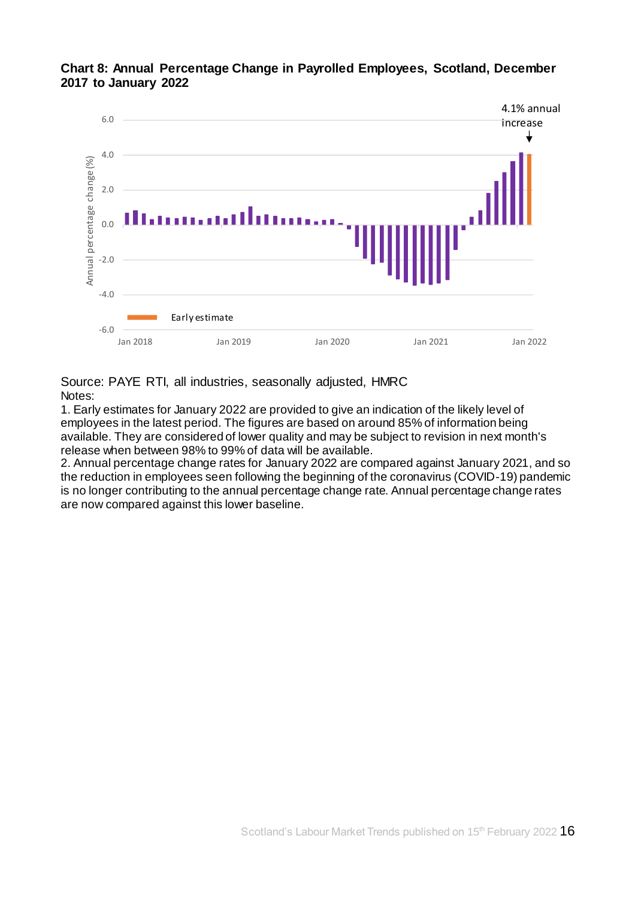**Chart 8: Annual Percentage Change in Payrolled Employees, Scotland, December 2017 to January 2022**

Source: PAYE RTI, all industries, seasonally adjusted, HMRC

Notes:

1. Early estimates for January 2022 are provided to give an indication of the likely level of employees in the latest period. The figures are based on around 85% of information being available. They are considered of lower quality and may be subject to revision in next month's release when between 98% to 99% of data will be available.
2. Annual percentage change rates for January 2022 are compared against January 2021, and so the reduction in employees seen following the beginning of the coronavirus (COVID-19) pandemic is no longer contributing to the annual percentage change rate. Annual percentage change rates are now compared against this lower baseline.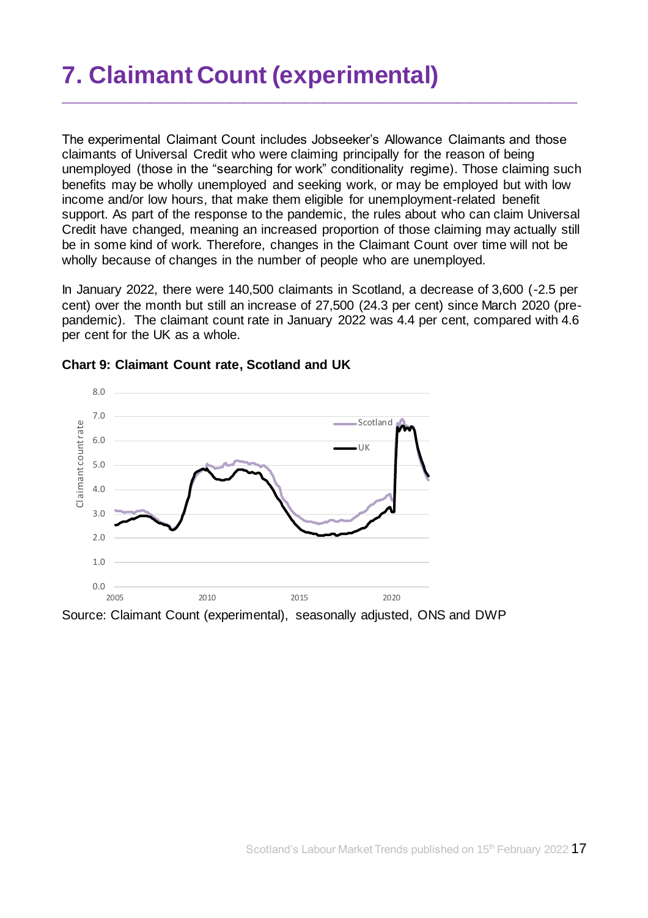# 7. Claimant Count (experimental)

The experimental Claimant Count includes Jobseeker's Allowance Claimants and those claimants of Universal Credit who were claiming principally for the reason of being unemployed (those in the "searching for work" conditionality regime). Those claiming such benefits may be wholly unemployed and seeking work, or may be employed but with low income and/or low hours, that make them eligible for unemployment-related benefit support. As part of the response to the pandemic, the rules about who can claim Universal Credit have changed, meaning an increased proportion of those claiming may actually still be in some kind of work. Therefore, changes in the Claimant Count over time will not be wholly because of changes in the number of people who are unemployed.

In January 2022, there were 140,500 claimants in Scotland, a decrease of 3,600 (-2.5 per cent) over the month but still an increase of 27,500 (24.3 per cent) since March 2020 (pre-pandemic). The claimant count rate in January 2022 was 4.4 per cent, compared with 4.6 per cent for the UK as a whole.

**Chart 9: Claimant Count rate, Scotland and UK**

Source: Claimant Count (experimental), seasonally adjusted, ONS and DWP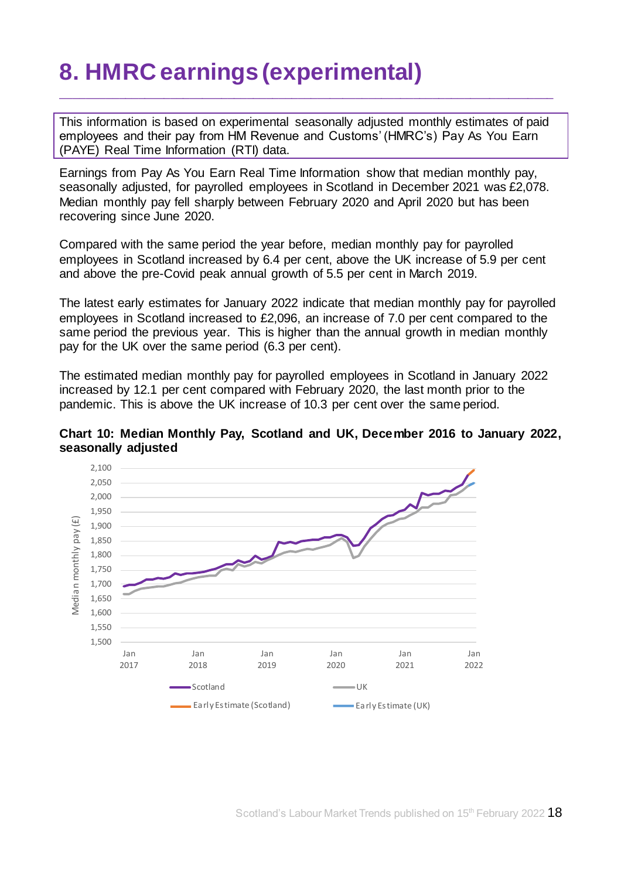# 8. HMRC earnings (experimental)

This information is based on experimental seasonally adjusted monthly estimates of paid employees and their pay from HM Revenue and Customs' (HMRC's) Pay As You Earn (PAYE) Real Time Information (RTI) data.

Earnings from Pay As You Earn Real Time Information show that median monthly pay, seasonally adjusted, for payrolled employees in Scotland in December 2021 was £2,078. Median monthly pay fell sharply between February 2020 and April 2020 but has been recovering since June 2020.

Compared with the same period the year before, median monthly pay for payrolled employees in Scotland increased by 6.4 per cent, above the UK increase of 5.9 per cent and above the pre-Covid peak annual growth of 5.5 per cent in March 2019.

The latest early estimates for January 2022 indicate that median monthly pay for payrolled employees in Scotland increased to £2,096, an increase of 7.0 per cent compared to the same period the previous year. This is higher than the annual growth in median monthly pay for the UK over the same period (6.3 per cent).

The estimated median monthly pay for payrolled employees in Scotland in January 2022 increased by 12.1 per cent compared with February 2020, the last month prior to the pandemic. This is above the UK increase of 10.3 per cent over the same period.

**Chart 10: Median Monthly Pay, Scotland and UK, December 2016 to January 2022, seasonally adjusted**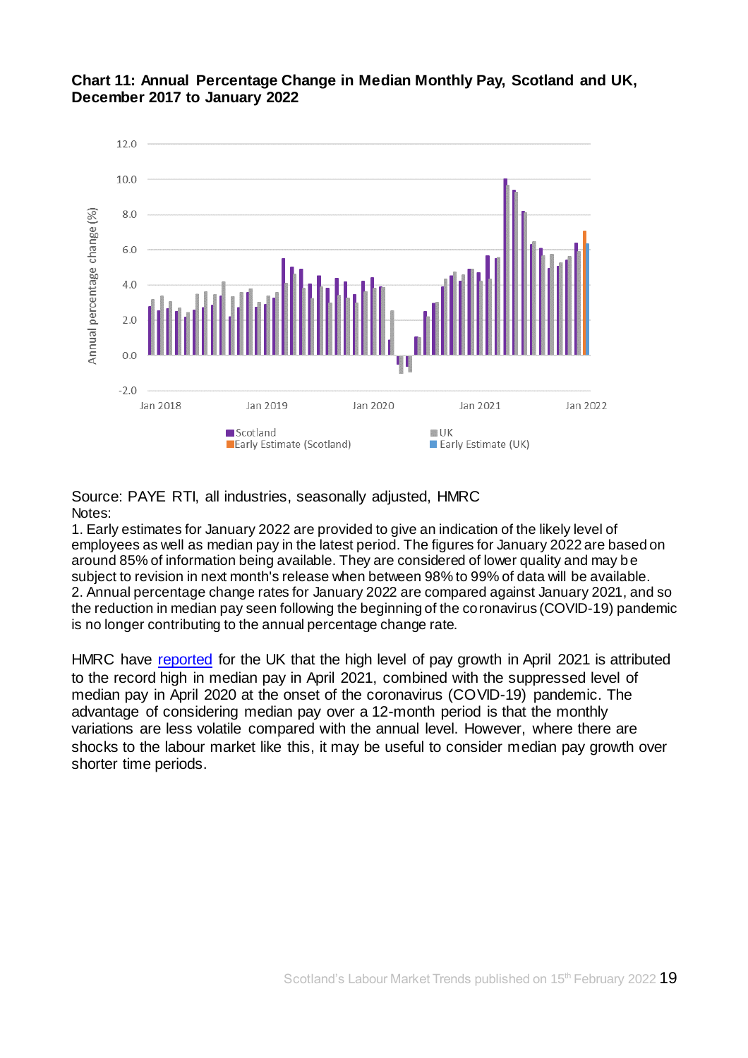**Chart 11: Annual Percentage Change in Median Monthly Pay, Scotland and UK, December 2017 to January 2022**

Source: PAYE RTI, all industries, seasonally adjusted, HMRC

Notes:

1. Early estimates for January 2022 are provided to give an indication of the likely level of employees as well as median pay in the latest period. The figures for January 2022 are based on around 85% of information being available. They are considered of lower quality and may be subject to revision in next month's release when between 98% to 99% of data will be available.
2. Annual percentage change rates for January 2022 are compared against January 2021, and so the reduction in median pay seen following the beginning of the coronavirus (COVID-19) pandemic is no longer contributing to the annual percentage change rate.

HMRC have reported for the UK that the high level of pay growth in April 2021 is attributed to the record high in median pay in April 2021, combined with the suppressed level of median pay in April 2020 at the onset of the coronavirus (COVID-19) pandemic. The advantage of considering median pay over a 12-month period is that the monthly variations are less volatile compared with the annual level. However, where there are shocks to the labour market like this, it may be useful to consider median pay growth over shorter time periods.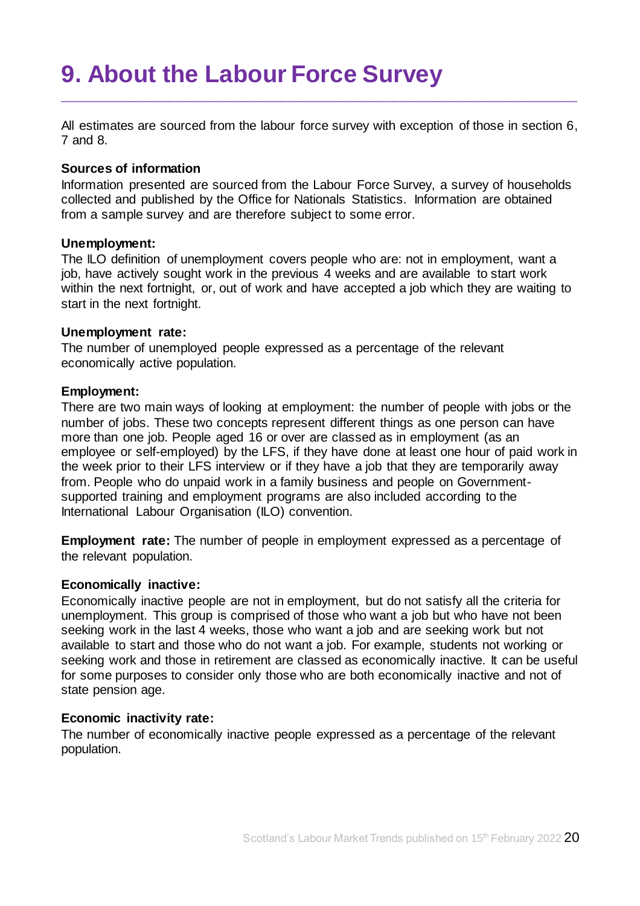# 9. About the Labour Force Survey

All estimates are sourced from the labour force survey with exception of those in section 6, 7 and 8.

**Sources of information**

Information presented are sourced from the Labour Force Survey, a survey of households collected and published by the Office for Nationals Statistics. Information are obtained from a sample survey and are therefore subject to some error.

**Unemployment:**

The ILO definition of unemployment covers people who are: not in employment, want a job, have actively sought work in the previous 4 weeks and are available to start work within the next fortnight, or, out of work and have accepted a job which they are waiting to start in the next fortnight.

**Unemployment rate:**

The number of unemployed people expressed as a percentage of the relevant economically active population.

**Employment:**

There are two main ways of looking at employment: the number of people with jobs or the number of jobs. These two concepts represent different things as one person can have more than one job. People aged 16 or over are classed as in employment (as an employee or self-employed) by the LFS, if they have done at least one hour of paid work in the week prior to their LFS interview or if they have a job that they are temporarily away from. People who do unpaid work in a family business and people on Government-supported training and employment programs are also included according to the International Labour Organisation (ILO) convention.

**Employment rate:** The number of people in employment expressed as a percentage of the relevant population.

**Economically inactive:**

Economically inactive people are not in employment, but do not satisfy all the criteria for unemployment. This group is comprised of those who want a job but who have not been seeking work in the last 4 weeks, those who want a job and are seeking work but not available to start and those who do not want a job. For example, students not working or seeking work and those in retirement are classed as economically inactive. It can be useful for some purposes to consider only those who are both economically inactive and not of state pension age.

**Economic inactivity rate:**

The number of economically inactive people expressed as a percentage of the relevant population.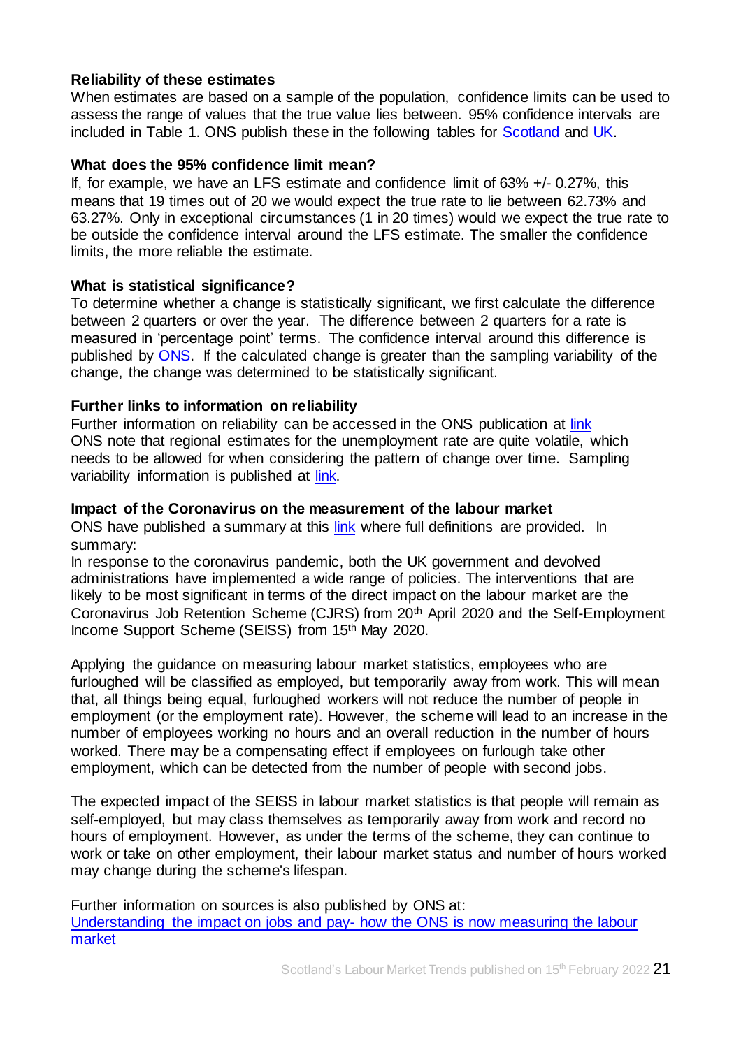**Reliability of these estimates**

When estimates are based on a sample of the population, confidence limits can be used to assess the range of values that the true value lies between. 95% confidence intervals are included in Table 1. ONS publish these in the following tables for [Scotland](#) and [UK](#).

**What does the 95% confidence limit mean?**

If, for example, we have an LFS estimate and confidence limit of 63% +/- 0.27%, this means that 19 times out of 20 we would expect the true rate to lie between 62.73% and 63.27%. Only in exceptional circumstances (1 in 20 times) would we expect the true rate to be outside the confidence interval around the LFS estimate. The smaller the confidence limits, the more reliable the estimate.

**What is statistical significance?**

To determine whether a change is statistically significant, we first calculate the difference between 2 quarters or over the year. The difference between 2 quarters for a rate is measured in 'percentage point' terms. The confidence interval around this difference is published by [ONS](#). If the calculated change is greater than the sampling variability of the change, the change was determined to be statistically significant.

**Further links to information on reliability**

Further information on reliability can be accessed in the ONS publication at [link](#)
ONS note that regional estimates for the unemployment rate are quite volatile, which needs to be allowed for when considering the pattern of change over time. Sampling variability information is published at [link](#).

**Impact of the Coronavirus on the measurement of the labour market**

ONS have published a summary at this [link](#) where full definitions are provided. In summary:

In response to the coronavirus pandemic, both the UK government and devolved administrations have implemented a wide range of policies. The interventions that are likely to be most significant in terms of the direct impact on the labour market are the Coronavirus Job Retention Scheme (CJRS) from 20th April 2020 and the Self-Employment Income Support Scheme (SEISS) from 15th May 2020.

Applying the guidance on measuring labour market statistics, employees who are furloughed will be classified as employed, but temporarily away from work. This will mean that, all things being equal, furloughed workers will not reduce the number of people in employment (or the employment rate). However, the scheme will lead to an increase in the number of employees working no hours and an overall reduction in the number of hours worked. There may be a compensating effect if employees on furlough take other employment, which can be detected from the number of people with second jobs.

The expected impact of the SEISS in labour market statistics is that people will remain as self-employed, but may class themselves as temporarily away from work and record no hours of employment. However, as under the terms of the scheme, they can continue to work or take on other employment, their labour market status and number of hours worked may change during the scheme's lifespan.

Further information on sources is also published by ONS at:
[Understanding the impact on jobs and pay- how the ONS is now measuring the labour market](#)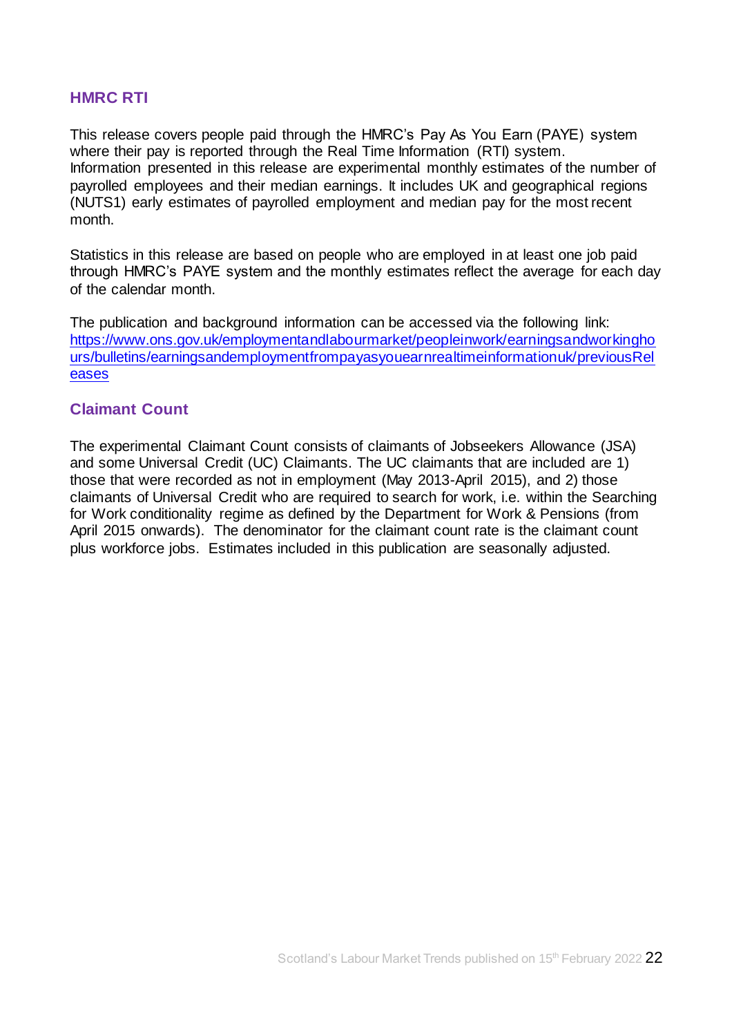## HMRC RTI

This release covers people paid through the HMRC's Pay As You Earn (PAYE) system where their pay is reported through the Real Time Information (RTI) system. Information presented in this release are experimental monthly estimates of the number of payrolled employees and their median earnings. It includes UK and geographical regions (NUTS1) early estimates of payrolled employment and median pay for the most recent month.

Statistics in this release are based on people who are employed in at least one job paid through HMRC's PAYE system and the monthly estimates reflect the average for each day of the calendar month.

The publication and background information can be accessed via the following link: [https://www.ons.gov.uk/employmentandlabourmarket/peopleinwork/earningsandworkinghours/bulletins/earningsandemploymentfrompayasyouearnrealtimeinformationuk/previousReleases](https://www.ons.gov.uk/employmentandlabourmarket/peopleinwork/earningsandworkinghours/bulletins/earningsandemploymentfrompayasyouearnrealtimeinformationuk/previousReleases)

## Claimant Count

The experimental Claimant Count consists of claimants of Jobseekers Allowance (JSA) and some Universal Credit (UC) Claimants. The UC claimants that are included are 1) those that were recorded as not in employment (May 2013-April 2015), and 2) those claimants of Universal Credit who are required to search for work, i.e. within the Searching for Work conditionality regime as defined by the Department for Work & Pensions (from April 2015 onwards). The denominator for the claimant count rate is the claimant count plus workforce jobs. Estimates included in this publication are seasonally adjusted.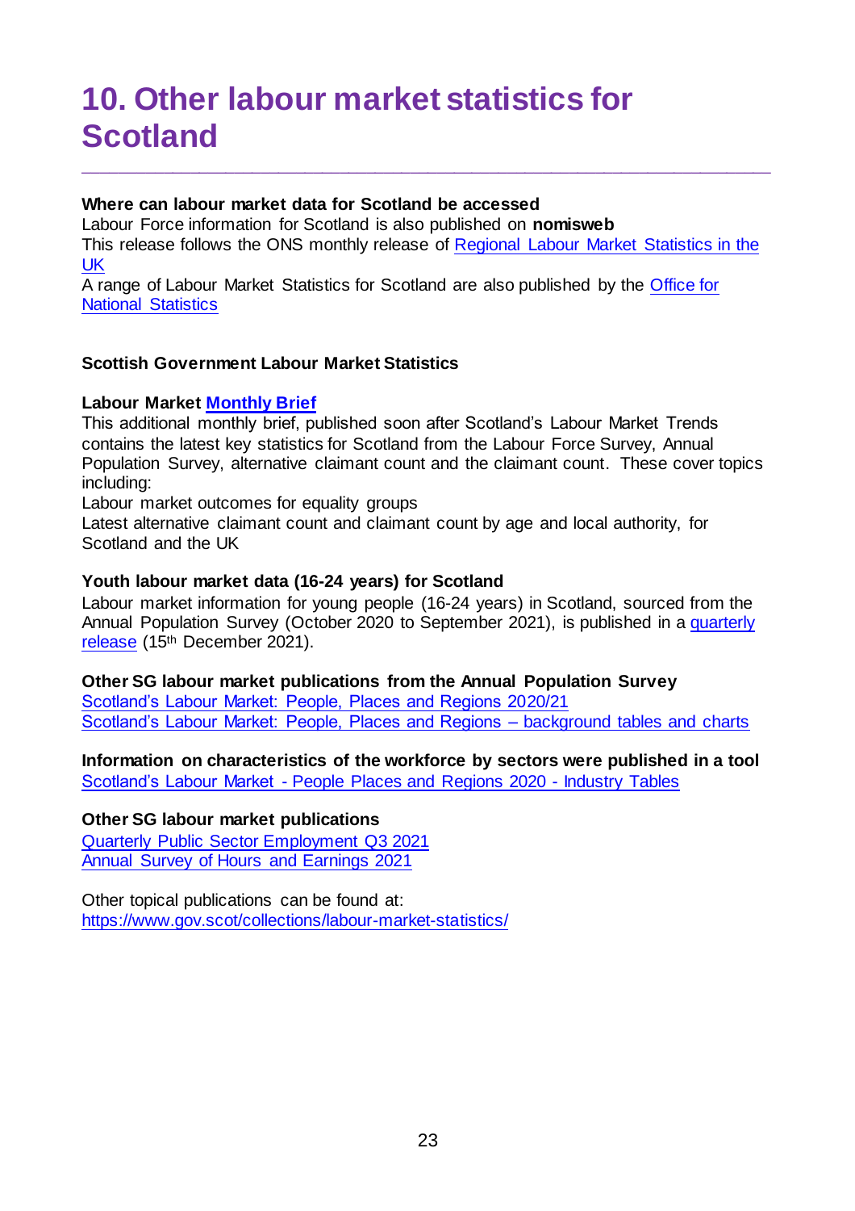# 10. Other labour market statistics for Scotland

**Where can labour market data for Scotland be accessed**

Labour Force information for Scotland is also published on **nomisweb**

This release follows the ONS monthly release of Regional Labour Market Statistics in the UK

A range of Labour Market Statistics for Scotland are also published by the Office for National Statistics

**Scottish Government Labour Market Statistics**

**Labour Market Monthly Brief**

This additional monthly brief, published soon after Scotland's Labour Market Trends contains the latest key statistics for Scotland from the Labour Force Survey, Annual Population Survey, alternative claimant count and the claimant count. These cover topics including:

Labour market outcomes for equality groups

Latest alternative claimant count and claimant count by age and local authority, for Scotland and the UK

**Youth labour market data (16-24 years) for Scotland**

Labour market information for young people (16-24 years) in Scotland, sourced from the Annual Population Survey (October 2020 to September 2021), is published in a quarterly release (15th December 2021).

**Other SG labour market publications from the Annual Population Survey**

Scotland's Labour Market: People, Places and Regions 2020/21

Scotland's Labour Market: People, Places and Regions – background tables and charts

**Information on characteristics of the workforce by sectors were published in a tool**

Scotland's Labour Market - People Places and Regions 2020 - Industry Tables

**Other SG labour market publications**

Quarterly Public Sector Employment Q3 2021

Annual Survey of Hours and Earnings 2021

Other topical publications can be found at:
https://www.gov.scot/collections/labour-market-statistics/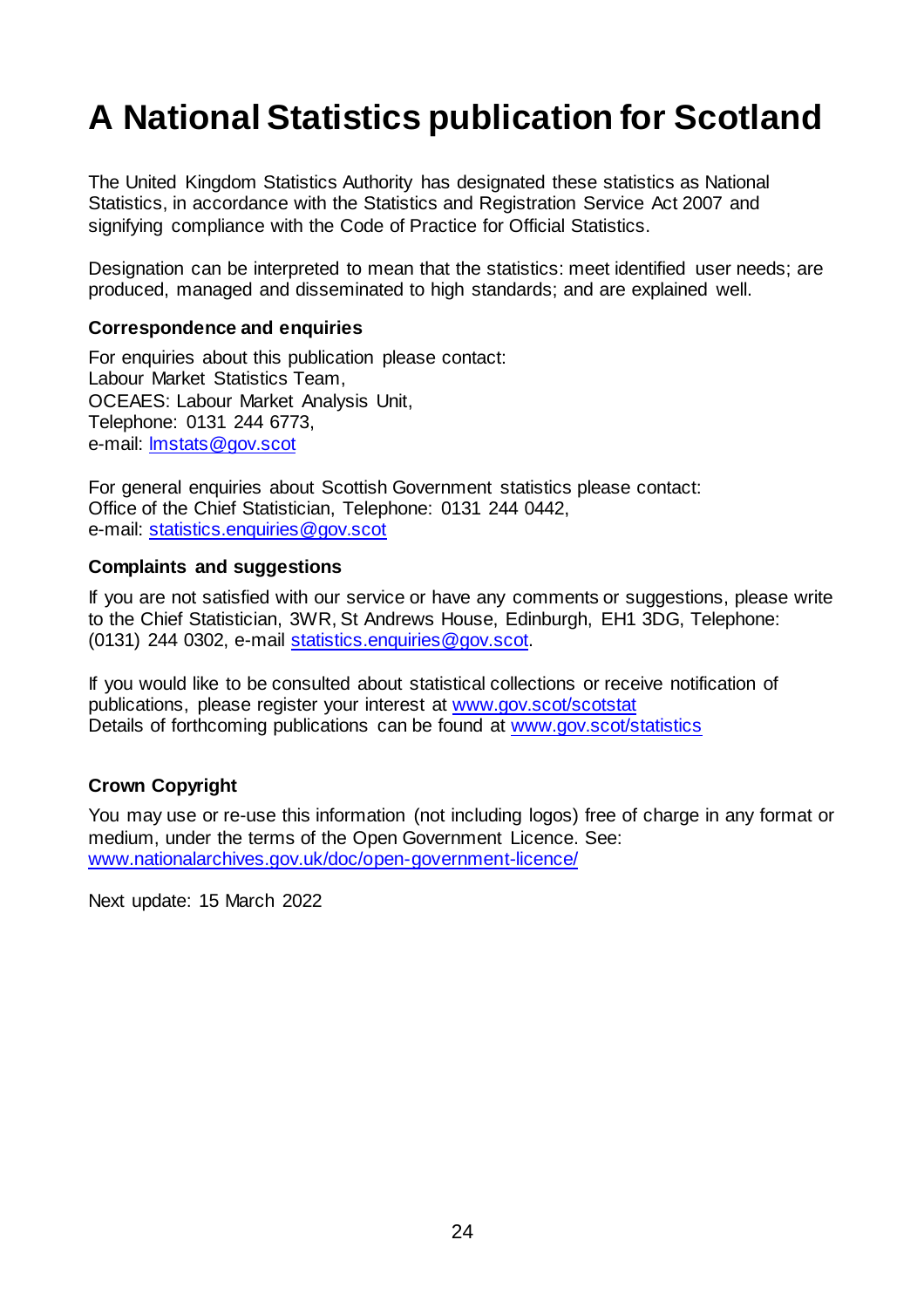# A National Statistics publication for Scotland

The United Kingdom Statistics Authority has designated these statistics as National Statistics, in accordance with the Statistics and Registration Service Act 2007 and signifying compliance with the Code of Practice for Official Statistics.

Designation can be interpreted to mean that the statistics: meet identified user needs; are produced, managed and disseminated to high standards; and are explained well.

**Correspondence and enquiries**

For enquiries about this publication please contact:
Labour Market Statistics Team,
OCEAES: Labour Market Analysis Unit,
Telephone: 0131 244 6773,
e-mail: lmstats@gov.scot

For general enquiries about Scottish Government statistics please contact:
Office of the Chief Statistician, Telephone: 0131 244 0442,
e-mail: statistics.enquiries@gov.scot

**Complaints and suggestions**

If you are not satisfied with our service or have any comments or suggestions, please write to the Chief Statistician, 3WR, St Andrews House, Edinburgh, EH1 3DG, Telephone: (0131) 244 0302, e-mail statistics.enquiries@gov.scot.

If you would like to be consulted about statistical collections or receive notification of publications, please register your interest at www.gov.scot/scotstat
Details of forthcoming publications can be found at www.gov.scot/statistics

**Crown Copyright**

You may use or re-use this information (not including logos) free of charge in any format or medium, under the terms of the Open Government Licence. See: www.nationalarchives.gov.uk/doc/open-government-licence/

Next update: 15 March 2022